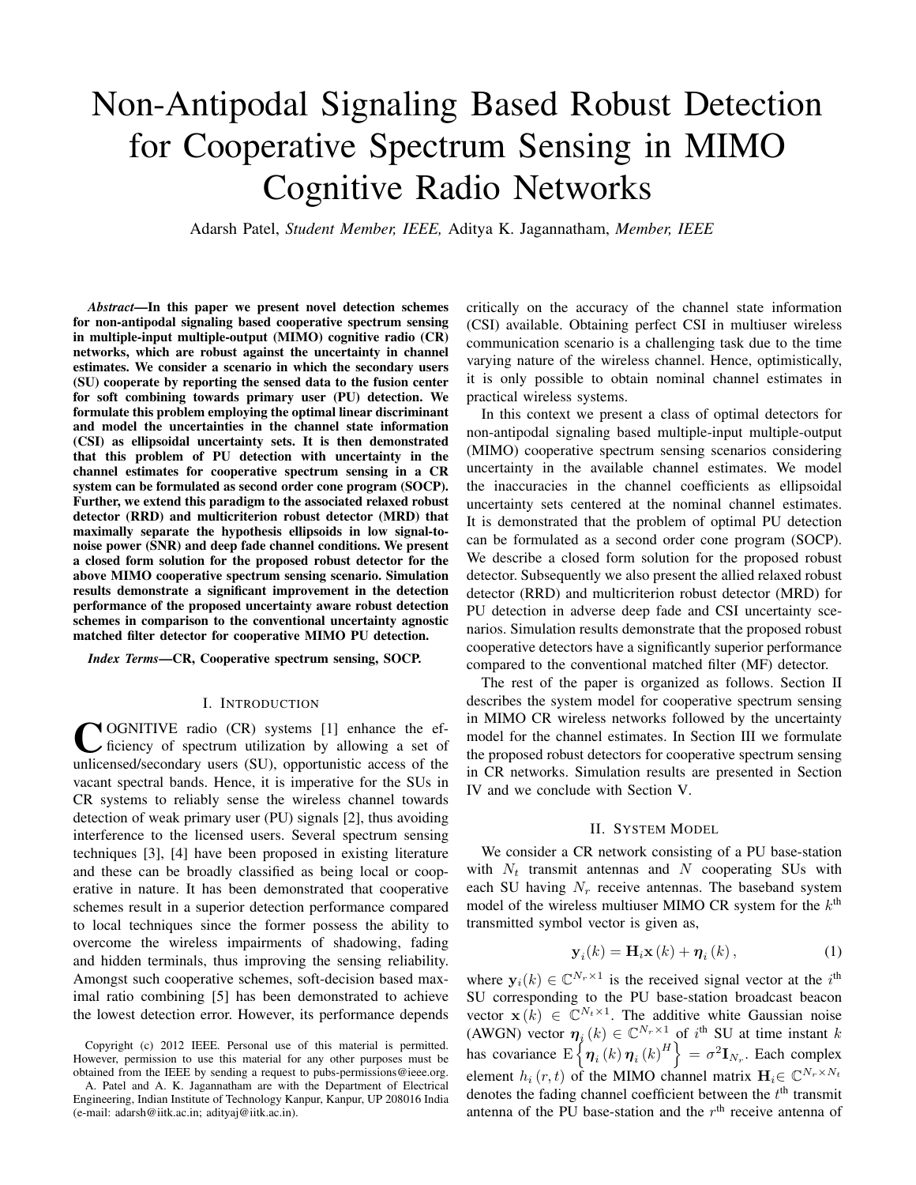# Non-Antipodal Signaling Based Robust Detection for Cooperative Spectrum Sensing in MIMO Cognitive Radio Networks

Adarsh Patel, *Student Member, IEEE,* Aditya K. Jagannatham, *Member, IEEE*

***Abstract*—In this paper we present novel detection schemes for non-antipodal signaling based cooperative spectrum sensing in multiple-input multiple-output (MIMO) cognitive radio (CR) networks, which are robust against the uncertainty in channel estimates. We consider a scenario in which the secondary users (SU) cooperate by reporting the sensed data to the fusion center for soft combining towards primary user (PU) detection. We formulate this problem employing the optimal linear discriminant and model the uncertainties in the channel state information (CSI) as ellipsoidal uncertainty sets. It is then demonstrated that this problem of PU detection with uncertainty in the channel estimates for cooperative spectrum sensing in a CR system can be formulated as second order cone program (SOCP). Further, we extend this paradigm to the associated relaxed robust detector (RRD) and multicriterion robust detector (MRD) that maximally separate the hypothesis ellipsoids in low signal-to-noise power (SNR) and deep fade channel conditions. We present a closed form solution for the proposed robust detector for the above MIMO cooperative spectrum sensing scenario. Simulation results demonstrate a significant improvement in the detection performance of the proposed uncertainty aware robust detection schemes in comparison to the conventional uncertainty agnostic matched filter detector for cooperative MIMO PU detection.**

***Index Terms*—CR, Cooperative spectrum sensing, SOCP.**

## I. Introduction

Cognitive radio (CR) systems [1] enhance the efficiency of spectrum utilization by allowing a set of unlicensed/secondary users (SU), opportunistic access of the vacant spectral bands. Hence, it is imperative for the SUs in CR systems to reliably sense the wireless channel towards detection of weak primary user (PU) signals [2], thus avoiding interference to the licensed users. Several spectrum sensing techniques [3], [4] have been proposed in existing literature and these can be broadly classified as being local or cooperative in nature. It has been demonstrated that cooperative schemes result in a superior detection performance compared to local techniques since the former possess the ability to overcome the wireless impairments of shadowing, fading and hidden terminals, thus improving the sensing reliability. Amongst such cooperative schemes, soft-decision based maximal ratio combining [5] has been demonstrated to achieve the lowest detection error. However, its performance depends critically on the accuracy of the channel state information (CSI) available. Obtaining perfect CSI in multiuser wireless communication scenario is a challenging task due to the time varying nature of the wireless channel. Hence, optimistically, it is only possible to obtain nominal channel estimates in practical wireless systems.

In this context we present a class of optimal detectors for non-antipodal signaling based multiple-input multiple-output (MIMO) cooperative spectrum sensing scenarios considering uncertainty in the available channel estimates. We model the inaccuracies in the channel coefficients as ellipsoidal uncertainty sets centered at the nominal channel estimates. It is demonstrated that the problem of optimal PU detection can be formulated as a second order cone program (SOCP). We describe a closed form solution for the proposed robust detector. Subsequently we also present the allied relaxed robust detector (RRD) and multicriterion robust detector (MRD) for PU detection in adverse deep fade and CSI uncertainty scenarios. Simulation results demonstrate that the proposed robust cooperative detectors have a significantly superior performance compared to the conventional matched filter (MF) detector.

The rest of the paper is organized as follows. Section II describes the system model for cooperative spectrum sensing in MIMO CR wireless networks followed by the uncertainty model for the channel estimates. In Section III we formulate the proposed robust detectors for cooperative spectrum sensing in CR networks. Simulation results are presented in Section IV and we conclude with Section V.

## II. System Model

We consider a CR network consisting of a PU base-station with $N_t$ transmit antennas and $N$ cooperating SUs with each SU having $N_r$ receive antennas. The baseband system model of the wireless multiuser MIMO CR system for the $k^{\text{th}}$ transmitted symbol vector is given as,

$$\mathbf{y}_i(k) = \mathbf{H}_i \mathbf{x}(k) + \boldsymbol{\eta}_i(k), \tag{1}$$

where $\mathbf{y}_i(k) \in \mathbb{C}^{N_r \times 1}$ is the received signal vector at the $i^{\text{th}}$ SU corresponding to the PU base-station broadcast beacon vector $\mathbf{x}(k) \in \mathbb{C}^{N_t \times 1}$. The additive white Gaussian noise (AWGN) vector $\boldsymbol{\eta}_i(k) \in \mathbb{C}^{N_r \times 1}$ of $i^{\text{th}}$ SU at time instant $k$ has covariance $\mathrm{E}\left\{\boldsymbol{\eta}_i(k)\boldsymbol{\eta}_i(k)^H\right\} = \sigma^2 \mathbf{I}_{N_r}$. Each complex element $h_i(r,t)$ of the MIMO channel matrix $\mathbf{H}_i \in \mathbb{C}^{N_r \times N_t}$ denotes the fading channel coefficient between the $t^{\text{th}}$ transmit antenna of the PU base-station and the $r^{\text{th}}$ receive antenna of

Copyright (c) 2012 IEEE. Personal use of this material is permitted. However, permission to use this material for any other purposes must be obtained from the IEEE by sending a request to pubs-permissions@ieee.org.

A. Patel and A. K. Jagannatham are with the Department of Electrical Engineering, Indian Institute of Technology Kanpur, Kanpur, UP 208016 India (e-mail: adarsh@iitk.ac.in; adityaj@iitk.ac.in).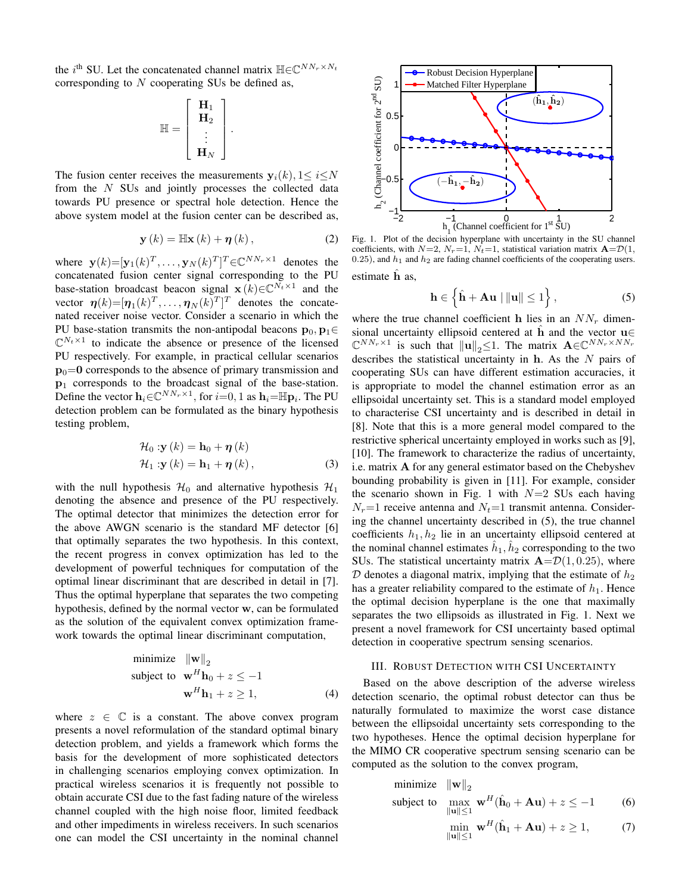the $i^{\text{th}}$ SU. Let the concatenated channel matrix $\mathbb{H}\in\mathbb{C}^{NN_r\times N_t}$ corresponding to $N$ cooperating SUs be defined as,

$$\mathbb{H}=\begin{bmatrix}\mathbf{H}_1\\ \mathbf{H}_2\\ \vdots\\ \mathbf{H}_N\end{bmatrix}.$$

The fusion center receives the measurements $\mathbf{y}_i(k), 1\leq i\leq N$ from the $N$ SUs and jointly processes the collected data towards PU presence or spectral hole detection. Hence the above system model at the fusion center can be described as,

$$\mathbf{y}\left(k\right)=\mathbb{H}\mathbf{x}\left(k\right)+\boldsymbol{\eta}\left(k\right), \tag{2}$$

where $\mathbf{y}(k)=[\mathbf{y}_1(k)^T,\ldots,\mathbf{y}_N(k)^T]^T\in\mathbb{C}^{NN_r\times 1}$ denotes the concatenated fusion center signal corresponding to the PU base-station broadcast beacon signal $\mathbf{x}\left(k\right)\in\mathbb{C}^{N_t\times 1}$ and the vector $\boldsymbol{\eta}(k)=[\boldsymbol{\eta}_1(k)^T,\ldots,\boldsymbol{\eta}_N(k)^T]^T$ denotes the concatenated receiver noise vector. Consider a scenario in which the PU base-station transmits the non-antipodal beacons $\mathbf{p}_0,\mathbf{p}_1\in\mathbb{C}^{N_t\times 1}$ to indicate the absence or presence of the licensed PU respectively. For example, in practical cellular scenarios $\mathbf{p}_0=\mathbf{0}$ corresponds to the absence of primary transmission and $\mathbf{p}_1$ corresponds to the broadcast signal of the base-station. Define the vector $\mathbf{h}_i\in\mathbb{C}^{NN_r\times 1}$, for $i=0,1$ as $\mathbf{h}_i=\mathbb{H}\mathbf{p}_i$. The PU detection problem can be formulated as the binary hypothesis testing problem,

$$\begin{aligned}\mathcal{H}_0 &: \mathbf{y}\left(k\right)=\mathbf{h}_0+\boldsymbol{\eta}\left(k\right)\\ \mathcal{H}_1 &: \mathbf{y}\left(k\right)=\mathbf{h}_1+\boldsymbol{\eta}\left(k\right),\end{aligned} \tag{3}$$

with the null hypothesis $\mathcal{H}_0$ and alternative hypothesis $\mathcal{H}_1$ denoting the absence and presence of the PU respectively. The optimal detector that minimizes the detection error for the above AWGN scenario is the standard MF detector [6] that optimally separates the two hypothesis. In this context, the recent progress in convex optimization has led to the development of powerful techniques for computation of the optimal linear discriminant that are described in detail in [7]. Thus the optimal hyperplane that separates the two competing hypothesis, defined by the normal vector $\mathbf{w}$, can be formulated as the solution of the equivalent convex optimization framework towards the optimal linear discriminant computation,

$$\begin{aligned}\text{minimize}\quad & \|\mathbf{w}\|_2\\ \text{subject to}\quad & \mathbf{w}^H\mathbf{h}_0+z\leq -1\\ & \mathbf{w}^H\mathbf{h}_1+z\geq 1,\end{aligned} \tag{4}$$

where $z\in\mathbb{C}$ is a constant. The above convex program presents a novel reformulation of the standard optimal binary detection problem, and yields a framework which forms the basis for the development of more sophisticated detectors in challenging scenarios employing convex optimization. In practical wireless scenarios it is frequently not possible to obtain accurate CSI due to the fast fading nature of the wireless channel coupled with the high noise floor, limited feedback and other impediments in wireless receivers. In such scenarios one can model the CSI uncertainty in the nominal channel estimate $\hat{\mathbf{h}}$ as,

$$\mathbf{h}\in\left\{\hat{\mathbf{h}}+\mathbf{A}\mathbf{u}\mid\|\mathbf{u}\|\leq 1\right\}, \tag{5}$$

Fig. 1. Plot of the decision hyperplane with uncertainty in the SU channel coefficients, with $N$=2, $N_r$=1, $N_t$=1, statistical variation matrix $\mathbf{A}=\mathcal{D}(1, 0.25)$, and $h_1$ and $h_2$ are fading channel coefficients of the cooperating users.

where the true channel coefficient $\mathbf{h}$ lies in an $NN_r$ dimensional uncertainty ellipsoid centered at $\hat{\mathbf{h}}$ and the vector $\mathbf{u}\in\mathbb{C}^{NN_r\times 1}$ is such that $\|\mathbf{u}\|_2\leq 1$. The matrix $\mathbf{A}\in\mathbb{C}^{NN_r\times NN_r}$ describes the statistical uncertainty in $\mathbf{h}$. As the $N$ pairs of cooperating SUs can have different estimation accuracies, it is appropriate to model the channel estimation error as an ellipsoidal uncertainty set. This is a standard model employed to characterise CSI uncertainty and is described in detail in [8]. Note that this is a more general model compared to the restrictive spherical uncertainty employed in works such as [9], [10]. The framework to characterize the radius of uncertainty, i.e. matrix $\mathbf{A}$ for any general estimator based on the Chebyshev bounding probability is given in [11]. For example, consider the scenario shown in Fig. 1 with $N$=2 SUs each having $N_r$=1 receive antenna and $N_t$=1 transmit antenna. Considering the channel uncertainty described in (5), the true channel coefficients $h_1, h_2$ lie in an uncertainty ellipsoid centered at the nominal channel estimates $\hat{h}_1, \hat{h}_2$ corresponding to the two SUs. The statistical uncertainty matrix $\mathbf{A}=\mathcal{D}(1, 0.25)$, where $\mathcal{D}$ denotes a diagonal matrix, implying that the estimate of $h_2$ has a greater reliability compared to the estimate of $h_1$. Hence the optimal decision hyperplane is the one that maximally separates the two ellipsoids as illustrated in Fig. 1. Next we present a novel framework for CSI uncertainty based optimal detection in cooperative spectrum sensing scenarios.

## III. Robust Detection with CSI Uncertainty

Based on the above description of the adverse wireless detection scenario, the optimal robust detector can thus be naturally formulated to maximize the worst case distance between the ellipsoidal uncertainty sets corresponding to the two hypotheses. Hence the optimal decision hyperplane for the MIMO CR cooperative spectrum sensing scenario can be computed as the solution to the convex program,

$$\begin{aligned}\text{minimize}\quad & \|\mathbf{w}\|_2\\ \text{subject to}\quad & \max_{\|\mathbf{u}\|\leq 1}\ \mathbf{w}^H(\hat{\mathbf{h}}_0+\mathbf{A}\mathbf{u})+z\leq -1 \qquad (6)\\ & \min_{\|\mathbf{u}\|\leq 1}\ \mathbf{w}^H(\hat{\mathbf{h}}_1+\mathbf{A}\mathbf{u})+z\geq 1, \qquad (7)\end{aligned}$$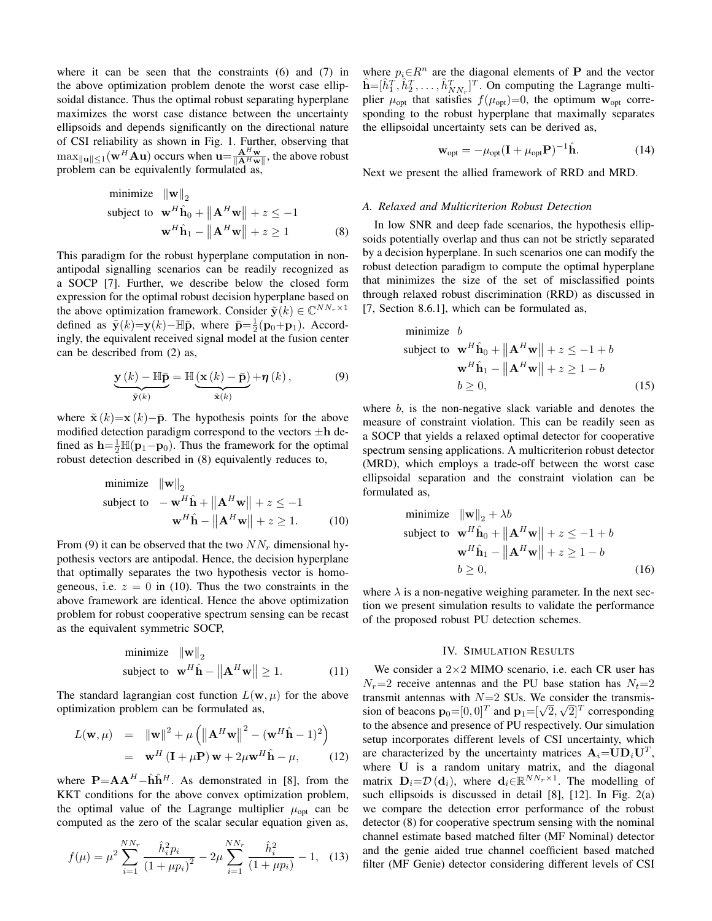where it can be seen that the constraints (6) and (7) in the above optimization problem denote the worst case ellipsoidal distance. Thus the optimal robust separating hyperplane maximizes the worst case distance between the uncertainty ellipsoids and depends significantly on the directional nature of CSI reliability as shown in Fig. 1. Further, observing that $\max_{\|\mathbf{u}\|\leq 1}(\mathbf{w}^H\mathbf{A}\mathbf{u})$ occurs when $\mathbf{u}=\frac{\mathbf{A}^H\mathbf{w}}{\|\mathbf{A}^H\mathbf{w}\|}$, the above robust problem can be equivalently formulated as,

$$
\begin{aligned}
\text{minimize} \quad & \|\mathbf{w}\|_2 \\
\text{subject to} \quad & \mathbf{w}^H\hat{\mathbf{h}}_0 + \left\|\mathbf{A}^H\mathbf{w}\right\| + z \leq -1 \\
& \mathbf{w}^H\hat{\mathbf{h}}_1 - \left\|\mathbf{A}^H\mathbf{w}\right\| + z \geq 1
\end{aligned} \tag{8}
$$

This paradigm for the robust hyperplane computation in non-antipodal signalling scenarios can be readily recognized as a SOCP [7]. Further, we describe below the closed form expression for the optimal robust decision hyperplane based on the above optimization framework. Consider $\tilde{\mathbf{y}}(k)\in\mathbb{C}^{NN_r\times 1}$ defined as $\tilde{\mathbf{y}}(k)=\mathbf{y}(k)-\mathbb{H}\bar{\mathbf{p}}$, where $\bar{\mathbf{p}}=\frac{1}{2}(\mathbf{p}_0+\mathbf{p}_1)$. Accordingly, the equivalent received signal model at the fusion center can be described from (2) as,

$$
\underbrace{\mathbf{y}(k) - \mathbb{H}\bar{\mathbf{p}}}_{\tilde{\mathbf{y}}(k)} = \mathbb{H}\underbrace{(\mathbf{x}(k) - \bar{\mathbf{p}})}_{\tilde{\mathbf{x}}(k)} + \boldsymbol{\eta}(k), \tag{9}
$$

where $\tilde{\mathbf{x}}(k)=\mathbf{x}(k)-\bar{\mathbf{p}}$. The hypothesis points for the above modified detection paradigm correspond to the vectors $\pm\mathbf{h}$ defined as $\mathbf{h}=\frac{1}{2}\mathbb{H}(\mathbf{p}_1-\mathbf{p}_0)$. Thus the framework for the optimal robust detection described in (8) equivalently reduces to,

$$
\begin{aligned}
\text{minimize} \quad & \|\mathbf{w}\|_2 \\
\text{subject to} \quad & -\mathbf{w}^H\hat{\mathbf{h}} + \left\|\mathbf{A}^H\mathbf{w}\right\| + z \leq -1 \\
& \mathbf{w}^H\hat{\mathbf{h}} - \left\|\mathbf{A}^H\mathbf{w}\right\| + z \geq 1.
\end{aligned} \tag{10}
$$

From (9) it can be observed that the two $NN_r$ dimensional hypothesis vectors are antipodal. Hence, the decision hyperplane that optimally separates the two hypothesis vector is homogeneous, i.e. $z=0$ in (10). Thus the two constraints in the above framework are identical. Hence the above optimization problem for robust cooperative spectrum sensing can be recast as the equivalent symmetric SOCP,

$$
\begin{aligned}
\text{minimize} \quad & \|\mathbf{w}\|_2 \\
\text{subject to} \quad & \mathbf{w}^H\hat{\mathbf{h}} - \left\|\mathbf{A}^H\mathbf{w}\right\| \geq 1.
\end{aligned} \tag{11}
$$

The standard lagrangian cost function $L(\mathbf{w},\mu)$ for the above optimization problem can be formulated as,

$$
\begin{aligned}
L(\mathbf{w},\mu) &= \|\mathbf{w}\|^2 + \mu\left(\left\|\mathbf{A}^H\mathbf{w}\right\|^2 - (\mathbf{w}^H\hat{\mathbf{h}}-1)^2\right) \\
&= \mathbf{w}^H(\mathbf{I}+\mu\mathbf{P})\mathbf{w} + 2\mu\mathbf{w}^H\hat{\mathbf{h}} - \mu,
\end{aligned} \tag{12}
$$

where $\mathbf{P}=\mathbf{A}\mathbf{A}^H-\hat{\mathbf{h}}\hat{\mathbf{h}}^H$. As demonstrated in [8], from the KKT conditions for the above convex optimization problem, the optimal value of the Lagrange multiplier $\mu_{\text{opt}}$ can be computed as the zero of the scalar secular equation given as,

$$
f(\mu) = \mu^2\sum_{i=1}^{NN_r}\frac{\hat{h}_i^2 p_i}{(1+\mu p_i)^2} - 2\mu\sum_{i=1}^{NN_r}\frac{\hat{h}_i^2}{(1+\mu p_i)} - 1, \tag{13}
$$

where $p_i\in R^n$ are the diagonal elements of $\mathbf{P}$ and the vector $\hat{\mathbf{h}}=[\hat{h}_1^T,\hat{h}_2^T,\ldots,\hat{h}_{NN_r}^T]^T$. On computing the Lagrange multiplier $\mu_{\text{opt}}$ that satisfies $f(\mu_{\text{opt}})=0$, the optimum $\mathbf{w}_{\text{opt}}$ corresponding to the robust hyperplane that maximally separates the ellipsoidal uncertainty sets can be derived as,

$$
\mathbf{w}_{\text{opt}} = -\mu_{\text{opt}}(\mathbf{I}+\mu_{\text{opt}}\mathbf{P})^{-1}\hat{\mathbf{h}}. \tag{14}
$$

Next we present the allied framework of RRD and MRD.

### *A. Relaxed and Multicriterion Robust Detection*

In low SNR and deep fade scenarios, the hypothesis ellipsoids potentially overlap and thus can not be strictly separated by a decision hyperplane. In such scenarios one can modify the robust detection paradigm to compute the optimal hyperplane that minimizes the size of the set of misclassified points through relaxed robust discrimination (RRD) as discussed in [7, Section 8.6.1], which can be formulated as,

$$
\begin{aligned}
\text{minimize} \quad & b \\
\text{subject to} \quad & \mathbf{w}^H\hat{\mathbf{h}}_0 + \left\|\mathbf{A}^H\mathbf{w}\right\| + z \leq -1 + b \\
& \mathbf{w}^H\hat{\mathbf{h}}_1 - \left\|\mathbf{A}^H\mathbf{w}\right\| + z \geq 1 - b \\
& b \geq 0,
\end{aligned} \tag{15}
$$

where $b$, is the non-negative slack variable and denotes the measure of constraint violation. This can be readily seen as a SOCP that yields a relaxed optimal detector for cooperative spectrum sensing applications. A multicriterion robust detector (MRD), which employs a trade-off between the worst case ellipsoidal separation and the constraint violation can be formulated as,

$$
\begin{aligned}
\text{minimize} \quad & \|\mathbf{w}\|_2 + \lambda b \\
\text{subject to} \quad & \mathbf{w}^H\hat{\mathbf{h}}_0 + \left\|\mathbf{A}^H\mathbf{w}\right\| + z \leq -1 + b \\
& \mathbf{w}^H\hat{\mathbf{h}}_1 - \left\|\mathbf{A}^H\mathbf{w}\right\| + z \geq 1 - b \\
& b \geq 0,
\end{aligned} \tag{16}
$$

where $\lambda$ is a non-negative weighing parameter. In the next section we present simulation results to validate the performance of the proposed robust PU detection schemes.

## IV. Simulation Results

We consider a $2\times 2$ MIMO scenario, i.e. each CR user has $N_r=2$ receive antennas and the PU base station has $N_t=2$ transmit antennas with $N=2$ SUs. We consider the transmission of beacons $\mathbf{p}_0=[0,0]^T$ and $\mathbf{p}_1=[\sqrt{2},\sqrt{2}]^T$ corresponding to the absence and presence of PU respectively. Our simulation setup incorporates different levels of CSI uncertainty, which are characterized by the uncertainty matrices $\mathbf{A}_i=\mathbf{U}\mathbf{D}_i\mathbf{U}^T$, where $\mathbf{U}$ is a random unitary matrix, and the diagonal matrix $\mathbf{D}_i=\mathcal{D}(\mathbf{d}_i)$, where $\mathbf{d}_i\in\mathbb{R}^{NN_r\times 1}$. The modelling of such ellipsoids is discussed in detail [8], [12]. In Fig. 2(a) we compare the detection error performance of the robust detector (8) for cooperative spectrum sensing with the nominal channel estimate based matched filter (MF Nominal) detector and the genie aided true channel coefficient based matched filter (MF Genie) detector considering different levels of CSI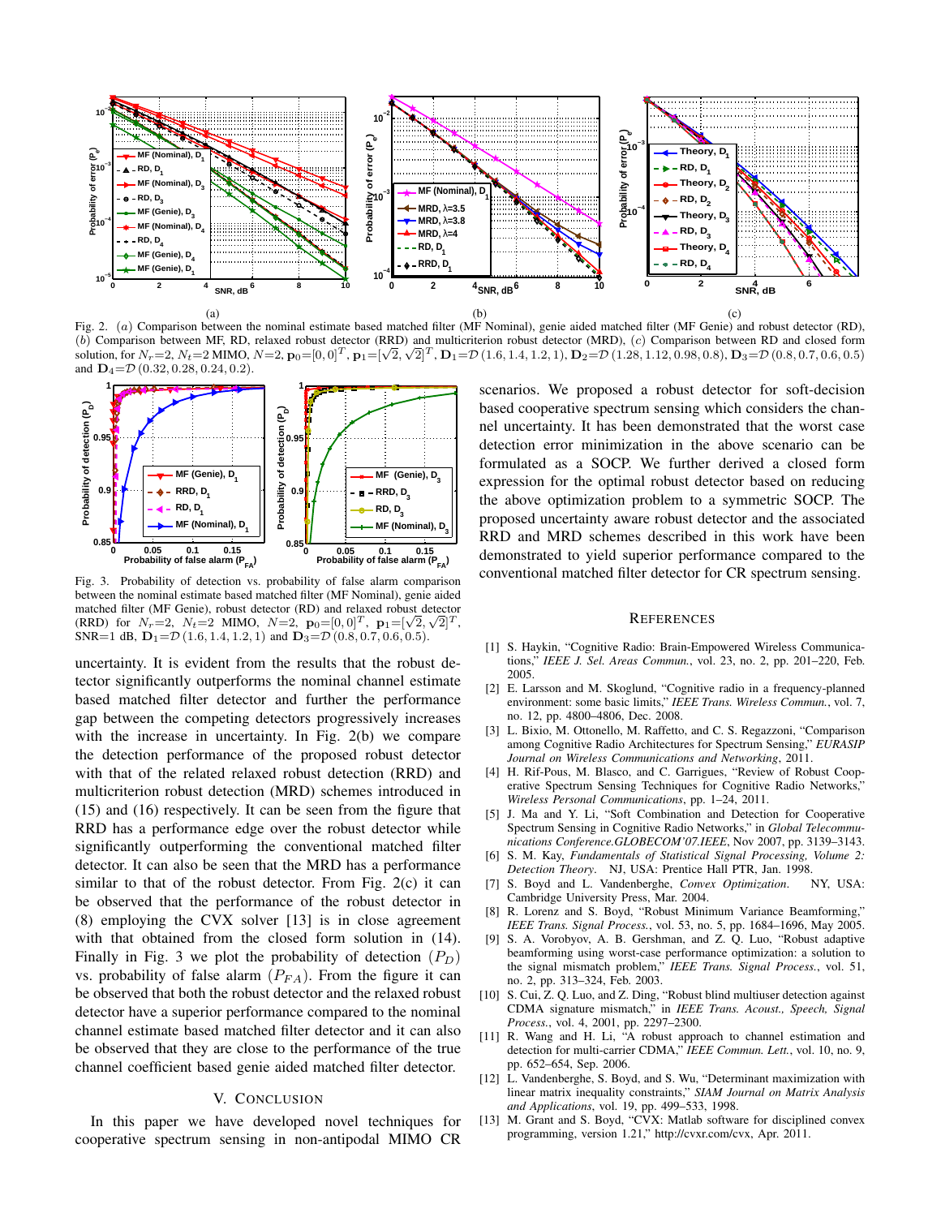(a)

(b)

(c)

Fig. 2. $(a)$ Comparison between the nominal estimate based matched filter (MF Nominal), genie aided matched filter (MF Genie) and robust detector (RD), $(b)$ Comparison between MF, RD, relaxed robust detector (RRD) and multicriterion robust detector (MRD), $(c)$ Comparison between RD and closed form solution, for $N_r$=2, $N_t$=2 MIMO, $N$=2, $\mathbf{p}_0$=$[0, 0]^T$, $\mathbf{p}_1$=$[\sqrt{2}, \sqrt{2}]^T$, $\mathbf{D}_1$=$\mathcal{D}\,(1.6, 1.4, 1.2, 1)$, $\mathbf{D}_2$=$\mathcal{D}\,(1.28, 1.12, 0.98, 0.8)$, $\mathbf{D}_3$=$\mathcal{D}\,(0.8, 0.7, 0.6, 0.5)$ and $\mathbf{D}_4$=$\mathcal{D}\,(0.32, 0.28, 0.24, 0.2)$.

Fig. 3. Probability of detection vs. probability of false alarm comparison between the nominal estimate based matched filter (MF Nominal), genie aided matched filter (MF Genie), robust detector (RD) and relaxed robust detector (RRD) for $N_r$=2, $N_t$=2 MIMO, $N$=2, $\mathbf{p}_0$=$[0, 0]^T$, $\mathbf{p}_1$=$[\sqrt{2}, \sqrt{2}]^T$, SNR=1 dB, $\mathbf{D}_1$=$\mathcal{D}\,(1.6, 1.4, 1.2, 1)$ and $\mathbf{D}_3$=$\mathcal{D}\,(0.8, 0.7, 0.6, 0.5)$.

uncertainty. It is evident from the results that the robust detector significantly outperforms the nominal channel estimate based matched filter detector and further the performance gap between the competing detectors progressively increases with the increase in uncertainty. In Fig. 2(b) we compare the detection performance of the proposed robust detector with that of the related relaxed robust detection (RRD) and multicriterion robust detection (MRD) schemes introduced in (15) and (16) respectively. It can be seen from the figure that RRD has a performance edge over the robust detector while significantly outperforming the conventional matched filter detector. It can also be seen that the MRD has a performance similar to that of the robust detector. From Fig. 2(c) it can be observed that the performance of the robust detector in (8) employing the CVX solver [13] is in close agreement with that obtained from the closed form solution in (14). Finally in Fig. 3 we plot the probability of detection ($P_D$) vs. probability of false alarm ($P_{FA}$). From the figure it can be observed that both the robust detector and the relaxed robust detector have a superior performance compared to the nominal channel estimate based matched filter detector and it can also be observed that they are close to the performance of the true channel coefficient based genie aided matched filter detector.

## V. Conclusion

In this paper we have developed novel techniques for cooperative spectrum sensing in non-antipodal MIMO CR scenarios. We proposed a robust detector for soft-decision based cooperative spectrum sensing which considers the channel uncertainty. It has been demonstrated that the worst case detection error minimization in the above scenario can be formulated as a SOCP. We further derived a closed form expression for the optimal robust detector based on reducing the above optimization problem to a symmetric SOCP. The proposed uncertainty aware robust detector and the associated RRD and MRD schemes described in this work have been demonstrated to yield superior performance compared to the conventional matched filter detector for CR spectrum sensing.

## References

[1] S. Haykin, "Cognitive Radio: Brain-Empowered Wireless Communications," *IEEE J. Sel. Areas Commun.*, vol. 23, no. 2, pp. 201–220, Feb. 2005.

[2] E. Larsson and M. Skoglund, "Cognitive radio in a frequency-planned environment: some basic limits," *IEEE Trans. Wireless Commun.*, vol. 7, no. 12, pp. 4800–4806, Dec. 2008.

[3] L. Bixio, M. Ottonello, M. Raffetto, and C. S. Regazzoni, "Comparison among Cognitive Radio Architectures for Spectrum Sensing," *EURASIP Journal on Wireless Communications and Networking*, 2011.

[4] H. Rif-Pous, M. Blasco, and C. Garrigues, "Review of Robust Cooperative Spectrum Sensing Techniques for Cognitive Radio Networks," *Wireless Personal Communications*, pp. 1–24, 2011.

[5] J. Ma and Y. Li, "Soft Combination and Detection for Cooperative Spectrum Sensing in Cognitive Radio Networks," in *Global Telecommunications Conference.GLOBECOM'07.IEEE*, Nov 2007, pp. 3139–3143.

[6] S. M. Kay, *Fundamentals of Statistical Signal Processing, Volume 2: Detection Theory*. NJ, USA: Prentice Hall PTR, Jan. 1998.

[7] S. Boyd and L. Vandenberghe, *Convex Optimization*. NY, USA: Cambridge University Press, Mar. 2004.

[8] R. Lorenz and S. Boyd, "Robust Minimum Variance Beamforming," *IEEE Trans. Signal Process.*, vol. 53, no. 5, pp. 1684–1696, May 2005.

[9] S. A. Vorobyov, A. B. Gershman, and Z. Q. Luo, "Robust adaptive beamforming using worst-case performance optimization: a solution to the signal mismatch problem," *IEEE Trans. Signal Process.*, vol. 51, no. 2, pp. 313–324, Feb. 2003.

[10] S. Cui, Z. Q. Luo, and Z. Ding, "Robust blind multiuser detection against CDMA signature mismatch," in *IEEE Trans. Acoust., Speech, Signal Process.*, vol. 4, 2001, pp. 2297–2300.

[11] R. Wang and H. Li, "A robust approach to channel estimation and detection for multi-carrier CDMA," *IEEE Commun. Lett.*, vol. 10, no. 9, pp. 652–654, Sep. 2006.

[12] L. Vandenberghe, S. Boyd, and S. Wu, "Determinant maximization with linear matrix inequality constraints," *SIAM Journal on Matrix Analysis and Applications*, vol. 19, pp. 499–533, 1998.

[13] M. Grant and S. Boyd, "CVX: Matlab software for disciplined convex programming, version 1.21," http://cvxr.com/cvx, Apr. 2011.